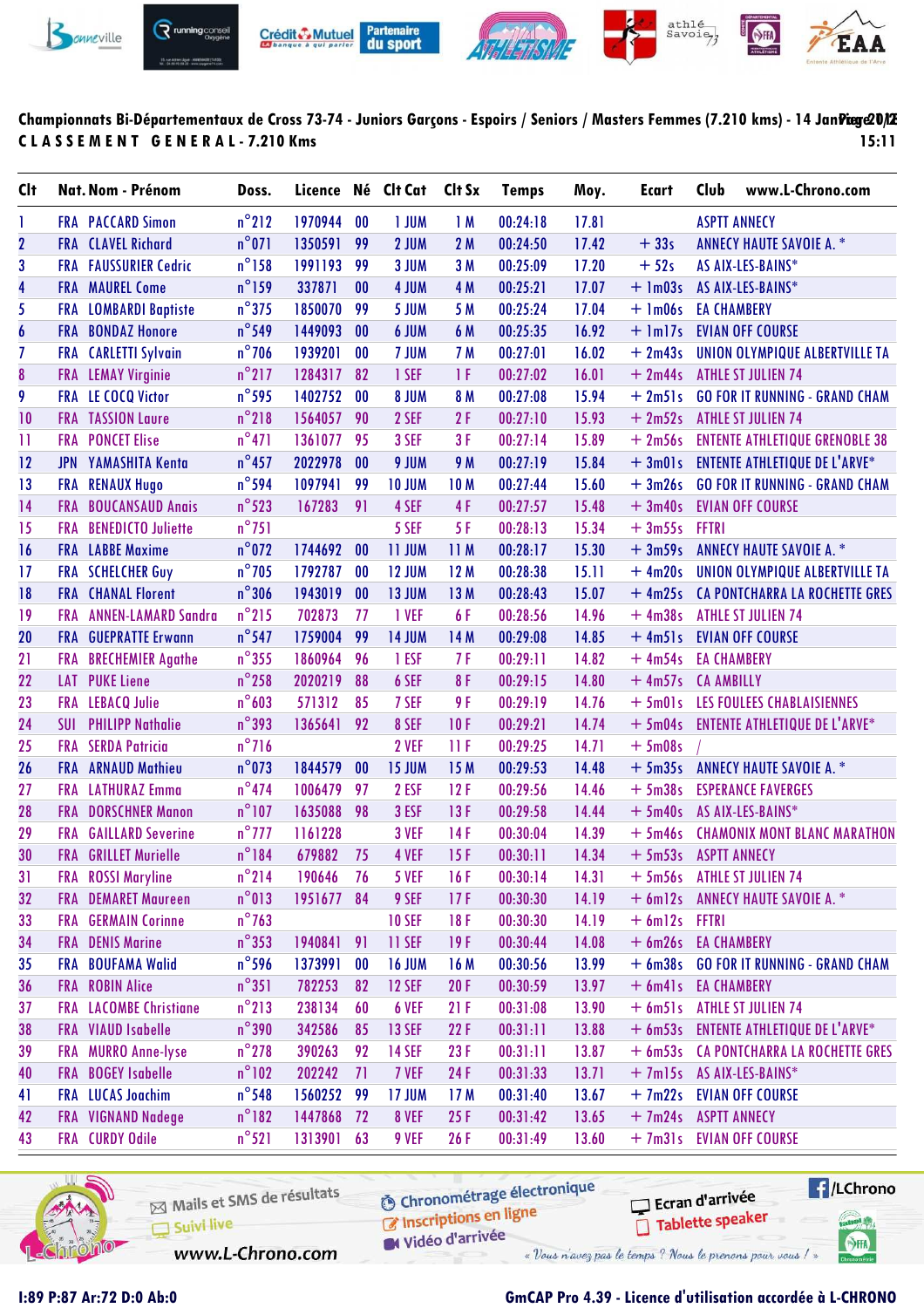# Championnats Bi-Départementaux de Cross 73-74 - Juniors Garçons - Espoirs / Seniors / Masters Femmes (7.210 kms) - 14 Janvier 2018

## C L A S S E M E N T G E N E R A L - 7.210 Kms

15:11

| Clt | Nat. | Nom - Prénom | Doss. | Licence | Né | Clt Cat | Clt Sx | Temps | Moy. | Ecart | Club www.L-Chrono.com |
|---|---|---|---|---|---|---|---|---|---|---|---|
| 1 | FRA | PACCARD Simon | n°212 | 1970944 | 00 | 1 JUM | 1 M | 00:24:18 | 17.81 | | ASPTT ANNECY |
| 2 | FRA | CLAVEL Richard | n°071 | 1350591 | 99 | 2 JUM | 2 M | 00:24:50 | 17.42 | + 33s | ANNECY HAUTE SAVOIE A. * |
| 3 | FRA | FAUSSURIER Cedric | n°158 | 1991193 | 99 | 3 JUM | 3 M | 00:25:09 | 17.20 | + 52s | AS AIX-LES-BAINS* |
| 4 | FRA | MAUREL Come | n°159 | 337871 | 00 | 4 JUM | 4 M | 00:25:21 | 17.07 | + 1m03s | AS AIX-LES-BAINS* |
| 5 | FRA | LOMBARDI Baptiste | n°375 | 1850070 | 99 | 5 JUM | 5 M | 00:25:24 | 17.04 | + 1m06s | EA CHAMBERY |
| 6 | FRA | BONDAZ Honore | n°549 | 1449093 | 00 | 6 JUM | 6 M | 00:25:35 | 16.92 | + 1m17s | EVIAN OFF COURSE |
| 7 | FRA | CARLETTI Sylvain | n°706 | 1939201 | 00 | 7 JUM | 7 M | 00:27:01 | 16.02 | + 2m43s | UNION OLYMPIQUE ALBERTVILLE TA |
| 8 | FRA | LEMAY Virginie | n°217 | 1284317 | 82 | 1 SEF | 1 F | 00:27:02 | 16.01 | + 2m44s | ATHLE ST JULIEN 74 |
| 9 | FRA | LE COCQ Victor | n°595 | 1402752 | 00 | 8 JUM | 8 M | 00:27:08 | 15.94 | + 2m51s | GO FOR IT RUNNING - GRAND CHAM |
| 10 | FRA | TASSION Laure | n°218 | 1564057 | 90 | 2 SEF | 2 F | 00:27:10 | 15.93 | + 2m52s | ATHLE ST JULIEN 74 |
| 11 | FRA | PONCET Elise | n°471 | 1361077 | 95 | 3 SEF | 3 F | 00:27:14 | 15.89 | + 2m56s | ENTENTE ATHLETIQUE GRENOBLE 38 |
| 12 | JPN | YAMASHITA Kenta | n°457 | 2022978 | 00 | 9 JUM | 9 M | 00:27:19 | 15.84 | + 3m01s | ENTENTE ATHLETIQUE DE L'ARVE* |
| 13 | FRA | RENAUX Hugo | n°594 | 1097941 | 99 | 10 JUM | 10 M | 00:27:44 | 15.60 | + 3m26s | GO FOR IT RUNNING - GRAND CHAM |
| 14 | FRA | BOUCANSAUD Anais | n°523 | 167283 | 91 | 4 SEF | 4 F | 00:27:57 | 15.48 | + 3m40s | EVIAN OFF COURSE |
| 15 | FRA | BENEDICTO Juliette | n°751 | | | 5 SEF | 5 F | 00:28:13 | 15.34 | + 3m55s | FFTRI |
| 16 | FRA | LABBE Maxime | n°072 | 1744692 | 00 | 11 JUM | 11 M | 00:28:17 | 15.30 | + 3m59s | ANNECY HAUTE SAVOIE A. * |
| 17 | FRA | SCHELCHER Guy | n°705 | 1792787 | 00 | 12 JUM | 12 M | 00:28:38 | 15.11 | + 4m20s | UNION OLYMPIQUE ALBERTVILLE TA |
| 18 | FRA | CHANAL Florent | n°306 | 1943019 | 00 | 13 JUM | 13 M | 00:28:43 | 15.07 | + 4m25s | CA PONTCHARRA LA ROCHETTE GRES |
| 19 | FRA | ANNEN-LAMARD Sandra | n°215 | 702873 | 77 | 1 VEF | 6 F | 00:28:56 | 14.96 | + 4m38s | ATHLE ST JULIEN 74 |
| 20 | FRA | GUEPRATTE Erwann | n°547 | 1759004 | 99 | 14 JUM | 14 M | 00:29:08 | 14.85 | + 4m51s | EVIAN OFF COURSE |
| 21 | FRA | BRECHEMIER Agathe | n°355 | 1860964 | 96 | 1 ESF | 7 F | 00:29:11 | 14.82 | + 4m54s | EA CHAMBERY |
| 22 | LAT | PUKE Liene | n°258 | 2020219 | 88 | 6 SEF | 8 F | 00:29:15 | 14.80 | + 4m57s | CA AMBILLY |
| 23 | FRA | LEBACQ Julie | n°603 | 571312 | 85 | 7 SEF | 9 F | 00:29:19 | 14.76 | + 5m01s | LES FOULEES CHABLAISIENNES |
| 24 | SUI | PHILIPP Nathalie | n°393 | 1365641 | 92 | 8 SEF | 10 F | 00:29:21 | 14.74 | + 5m04s | ENTENTE ATHLETIQUE DE L'ARVE* |
| 25 | FRA | SERDA Patricia | n°716 | | | 2 VEF | 11 F | 00:29:25 | 14.71 | + 5m08s | / |
| 26 | FRA | ARNAUD Mathieu | n°073 | 1844579 | 00 | 15 JUM | 15 M | 00:29:53 | 14.48 | + 5m35s | ANNECY HAUTE SAVOIE A. * |
| 27 | FRA | LATHURAZ Emma | n°474 | 1006479 | 97 | 2 ESF | 12 F | 00:29:56 | 14.46 | + 5m38s | ESPERANCE FAVERGES |
| 28 | FRA | DORSCHNER Manon | n°107 | 1635088 | 98 | 3 ESF | 13 F | 00:29:58 | 14.44 | + 5m40s | AS AIX-LES-BAINS* |
| 29 | FRA | GAILLARD Severine | n°777 | 1161228 | | 3 VEF | 14 F | 00:30:04 | 14.39 | + 5m46s | CHAMONIX MONT BLANC MARATHON |
| 30 | FRA | GRILLET Murielle | n°184 | 679882 | 75 | 4 VEF | 15 F | 00:30:11 | 14.34 | + 5m53s | ASPTT ANNECY |
| 31 | FRA | ROSSI Maryline | n°214 | 190646 | 76 | 5 VEF | 16 F | 00:30:14 | 14.31 | + 5m56s | ATHLE ST JULIEN 74 |
| 32 | FRA | DEMARET Maureen | n°013 | 1951677 | 84 | 9 SEF | 17 F | 00:30:30 | 14.19 | + 6m12s | ANNECY HAUTE SAVOIE A. * |
| 33 | FRA | GERMAIN Corinne | n°763 | | | 10 SEF | 18 F | 00:30:30 | 14.19 | + 6m12s | FFTRI |
| 34 | FRA | DENIS Marine | n°353 | 1940841 | 91 | 11 SEF | 19 F | 00:30:44 | 14.08 | + 6m26s | EA CHAMBERY |
| 35 | FRA | BOUFAMA Walid | n°596 | 1373991 | 00 | 16 JUM | 16 M | 00:30:56 | 13.99 | + 6m38s | GO FOR IT RUNNING - GRAND CHAM |
| 36 | FRA | ROBIN Alice | n°351 | 782253 | 82 | 12 SEF | 20 F | 00:30:59 | 13.97 | + 6m41s | EA CHAMBERY |
| 37 | FRA | LACOMBE Christiane | n°213 | 238134 | 60 | 6 VEF | 21 F | 00:31:08 | 13.90 | + 6m51s | ATHLE ST JULIEN 74 |
| 38 | FRA | VIAUD Isabelle | n°390 | 342586 | 85 | 13 SEF | 22 F | 00:31:11 | 13.88 | + 6m53s | ENTENTE ATHLETIQUE DE L'ARVE* |
| 39 | FRA | MURRO Anne-lyse | n°278 | 390263 | 92 | 14 SEF | 23 F | 00:31:11 | 13.87 | + 6m53s | CA PONTCHARRA LA ROCHETTE GRES |
| 40 | FRA | BOGEY Isabelle | n°102 | 202242 | 71 | 7 VEF | 24 F | 00:31:33 | 13.71 | + 7m15s | AS AIX-LES-BAINS* |
| 41 | FRA | LUCAS Joachim | n°548 | 1560252 | 99 | 17 JUM | 17 M | 00:31:40 | 13.67 | + 7m22s | EVIAN OFF COURSE |
| 42 | FRA | VIGNAND Nadege | n°182 | 1447868 | 72 | 8 VEF | 25 F | 00:31:42 | 13.65 | + 7m24s | ASPTT ANNECY |
| 43 | FRA | CURDY Odile | n°521 | 1313901 | 63 | 9 VEF | 26 F | 00:31:49 | 13.60 | + 7m31s | EVIAN OFF COURSE |

Mails et SMS de résultats
Suivi live
www.L-Chrono.com
Chronométrage électronique
Inscriptions en ligne
Vidéo d'arrivée
Ecran d'arrivée
Tablette speaker
/LChrono
« Vous n'avez pas le temps ? Nous le prenons pour vous ! »

I:89 P:87 Ar:72 D:0 Ab:0

GmCAP Pro 4.39 - Licence d'utilisation accordée à L-CHRONO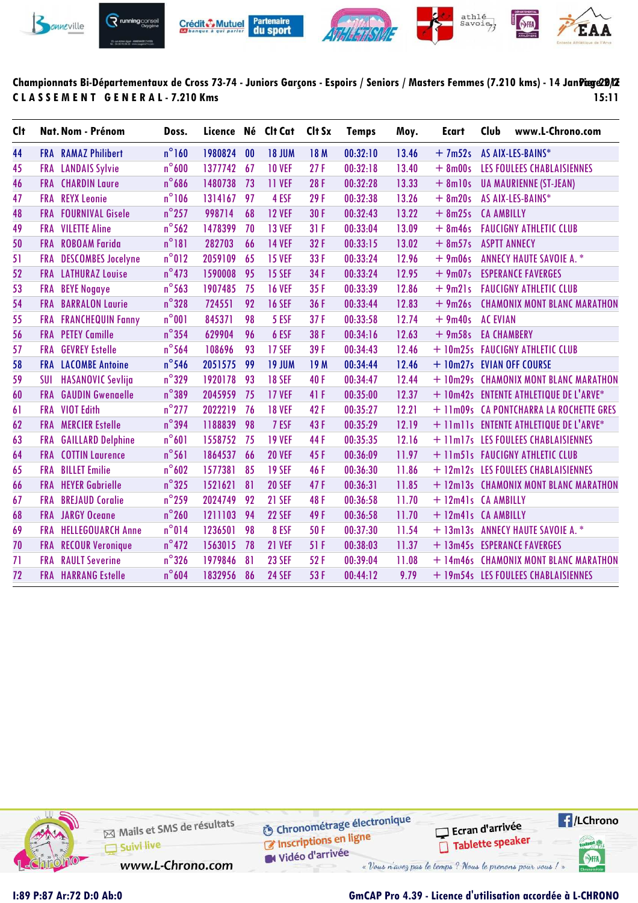**Championnats Bi-Départementaux de Cross 73-74 - Juniors Garçons - Espoirs / Seniors / Masters Femmes (7.210 kms) - 14 Janvier 2012**

**CLASSEMENT GENERAL - 7.210 Kms**

15:11

| Clt | Nat. | Nom - Prénom | Doss. | Licence | Né | Clt Cat | Clt Sx | Temps | Moy. | Ecart | Club |
|---|---|---|---|---|---|---|---|---|---|---|---|
| 44 | FRA | RAMAZ Philibert | n°160 | 1980824 | 00 | 18 JUM | 18 M | 00:32:10 | 13.46 | + 7m52s | AS AIX-LES-BAINS* |
| 45 | FRA | LANDAIS Sylvie | n°600 | 1377742 | 67 | 10 VEF | 27 F | 00:32:18 | 13.40 | + 8m00s | LES FOULEES CHABLAISIENNES |
| 46 | FRA | CHARDIN Laure | n°686 | 1480738 | 73 | 11 VEF | 28 F | 00:32:28 | 13.33 | + 8m10s | UA MAURIENNE (ST-JEAN) |
| 47 | FRA | REYX Leonie | n°106 | 1314167 | 97 | 4 ESF | 29 F | 00:32:38 | 13.26 | + 8m20s | AS AIX-LES-BAINS* |
| 48 | FRA | FOURNIVAL Gisele | n°257 | 998714 | 68 | 12 VEF | 30 F | 00:32:43 | 13.22 | + 8m25s | CA AMBILLY |
| 49 | FRA | VILETTE Aline | n°562 | 1478399 | 70 | 13 VEF | 31 F | 00:33:04 | 13.09 | + 8m46s | FAUCIGNY ATHLETIC CLUB |
| 50 | FRA | ROBOAM Farida | n°181 | 282703 | 66 | 14 VEF | 32 F | 00:33:15 | 13.02 | + 8m57s | ASPTT ANNECY |
| 51 | FRA | DESCOMBES Jocelyne | n°012 | 2059109 | 65 | 15 VEF | 33 F | 00:33:24 | 12.96 | + 9m06s | ANNECY HAUTE SAVOIE A. * |
| 52 | FRA | LATHURAZ Louise | n°473 | 1590008 | 95 | 15 SEF | 34 F | 00:33:24 | 12.95 | + 9m07s | ESPERANCE FAVERGES |
| 53 | FRA | BEYE Nogaye | n°563 | 1907485 | 75 | 16 VEF | 35 F | 00:33:39 | 12.86 | + 9m21s | FAUCIGNY ATHLETIC CLUB |
| 54 | FRA | BARRALON Laurie | n°328 | 724551 | 92 | 16 SEF | 36 F | 00:33:44 | 12.83 | + 9m26s | CHAMONIX MONT BLANC MARATHON |
| 55 | FRA | FRANCHEQUIN Fanny | n°001 | 845371 | 98 | 5 ESF | 37 F | 00:33:58 | 12.74 | + 9m40s | AC EVIAN |
| 56 | FRA | PETEY Camille | n°354 | 629904 | 96 | 6 ESF | 38 F | 00:34:16 | 12.63 | + 9m58s | EA CHAMBERY |
| 57 | FRA | GEVREY Estelle | n°564 | 108696 | 93 | 17 SEF | 39 F | 00:34:43 | 12.46 | + 10m25s | FAUCIGNY ATHLETIC CLUB |
| 58 | FRA | LACOMBE Antoine | n°546 | 2051575 | 99 | 19 JUM | 19 M | 00:34:44 | 12.46 | + 10m27s | EVIAN OFF COURSE |
| 59 | SUI | HASANOVIC Sevlija | n°329 | 1920178 | 93 | 18 SEF | 40 F | 00:34:47 | 12.44 | + 10m29s | CHAMONIX MONT BLANC MARATHON |
| 60 | FRA | GAUDIN Gwenaelle | n°389 | 2045959 | 75 | 17 VEF | 41 F | 00:35:00 | 12.37 | + 10m42s | ENTENTE ATHLETIQUE DE L'ARVE* |
| 61 | FRA | VIOT Edith | n°277 | 2022219 | 76 | 18 VEF | 42 F | 00:35:27 | 12.21 | + 11m09s | CA PONTCHARRA LA ROCHETTE GRES |
| 62 | FRA | MERCIER Estelle | n°394 | 1188839 | 98 | 7 ESF | 43 F | 00:35:29 | 12.19 | + 11m11s | ENTENTE ATHLETIQUE DE L'ARVE* |
| 63 | FRA | GAILLARD Delphine | n°601 | 1558752 | 75 | 19 VEF | 44 F | 00:35:35 | 12.16 | + 11m17s | LES FOULEES CHABLAISIENNES |
| 64 | FRA | COTTIN Laurence | n°561 | 1864537 | 66 | 20 VEF | 45 F | 00:36:09 | 11.97 | + 11m51s | FAUCIGNY ATHLETIC CLUB |
| 65 | FRA | BILLET Emilie | n°602 | 1577381 | 85 | 19 SEF | 46 F | 00:36:30 | 11.86 | + 12m12s | LES FOULEES CHABLAISIENNES |
| 66 | FRA | HEYER Gabrielle | n°325 | 1521621 | 81 | 20 SEF | 47 F | 00:36:31 | 11.85 | + 12m13s | CHAMONIX MONT BLANC MARATHON |
| 67 | FRA | BREJAUD Coralie | n°259 | 2024749 | 92 | 21 SEF | 48 F | 00:36:58 | 11.70 | + 12m41s | CA AMBILLY |
| 68 | FRA | JARGY Oceane | n°260 | 1211103 | 94 | 22 SEF | 49 F | 00:36:58 | 11.70 | + 12m41s | CA AMBILLY |
| 69 | FRA | HELLEGOUARCH Anne | n°014 | 1236501 | 98 | 8 ESF | 50 F | 00:37:30 | 11.54 | + 13m13s | ANNECY HAUTE SAVOIE A. * |
| 70 | FRA | RECOUR Veronique | n°472 | 1563015 | 78 | 21 VEF | 51 F | 00:38:03 | 11.37 | + 13m45s | ESPERANCE FAVERGES |
| 71 | FRA | RAULT Severine | n°326 | 1979846 | 81 | 23 SEF | 52 F | 00:39:04 | 11.08 | + 14m46s | CHAMONIX MONT BLANC MARATHON |
| 72 | FRA | HARRANG Estelle | n°604 | 1832956 | 86 | 24 SEF | 53 F | 00:44:12 | 9.79 | + 19m54s | LES FOULEES CHABLAISIENNES |

I:89 P:87 Ar:72 D:0 Ab:0

GmCAP Pro 4.39 - Licence d'utilisation accordée à L-CHRONO